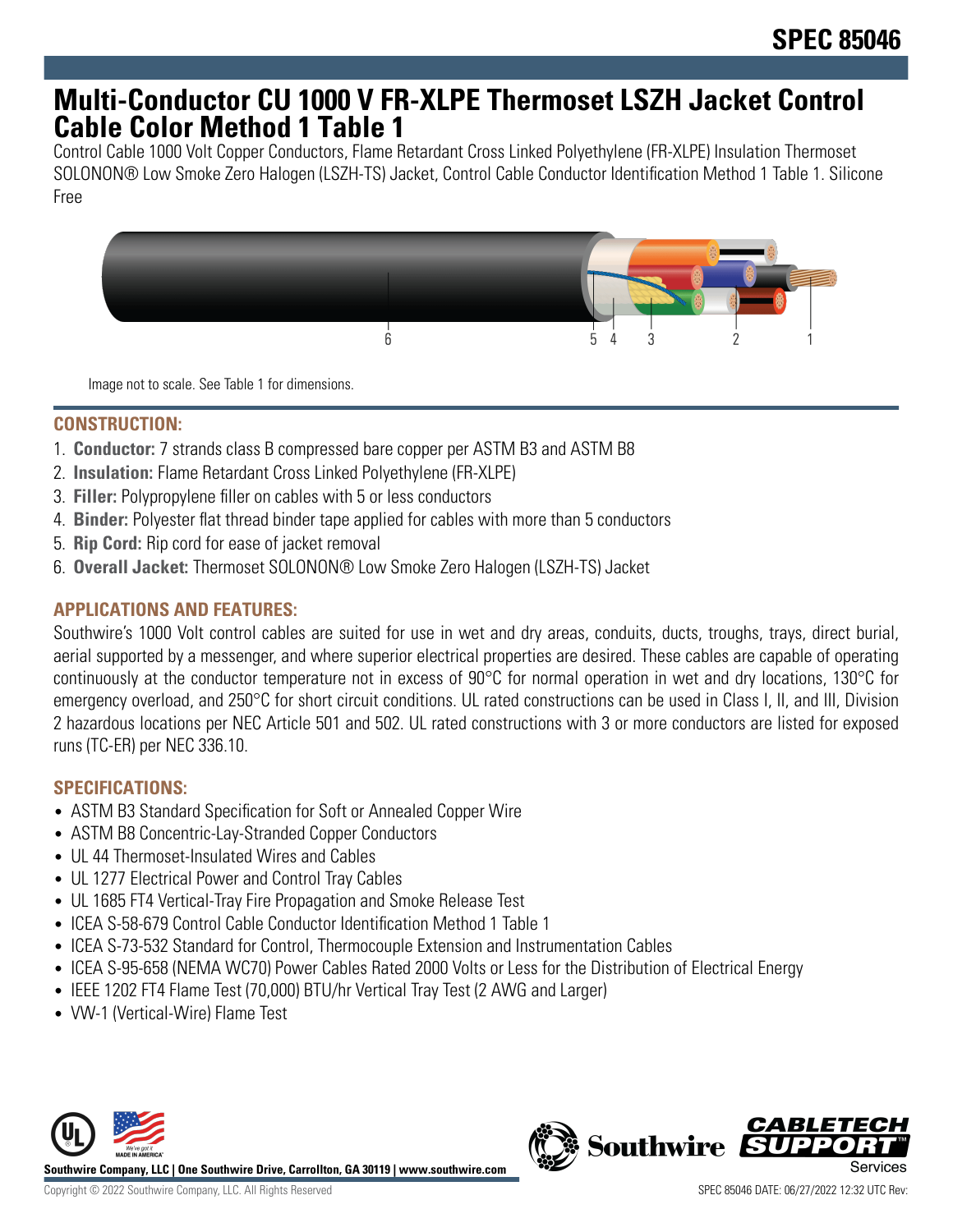# SPEC 85046

# Multi-Conductor CU 1000 V FR-XLPE Thermoset LSZH Jacket Control Cable Color Method 1 Table 1

Control Cable 1000 Volt Copper Conductors, Flame Retardant Cross Linked Polyethylene (FR-XLPE) Insulation Thermoset SOLONON® Low Smoke Zero Halogen (LSZH-TS) Jacket, Control Cable Conductor Identification Method 1 Table 1. Silicone Free

Image not to scale. See Table 1 for dimensions.

## CONSTRUCTION:

1. **Conductor:** 7 strands class B compressed bare copper per ASTM B3 and ASTM B8
2. **Insulation:** Flame Retardant Cross Linked Polyethylene (FR-XLPE)
3. **Filler:** Polypropylene filler on cables with 5 or less conductors
4. **Binder:** Polyester flat thread binder tape applied for cables with more than 5 conductors
5. **Rip Cord:** Rip cord for ease of jacket removal
6. **Overall Jacket:** Thermoset SOLONON® Low Smoke Zero Halogen (LSZH-TS) Jacket

## APPLICATIONS AND FEATURES:

Southwire's 1000 Volt control cables are suited for use in wet and dry areas, conduits, ducts, troughs, trays, direct burial, aerial supported by a messenger, and where superior electrical properties are desired. These cables are capable of operating continuously at the conductor temperature not in excess of 90°C for normal operation in wet and dry locations, 130°C for emergency overload, and 250°C for short circuit conditions. UL rated constructions can be used in Class I, II, and III, Division 2 hazardous locations per NEC Article 501 and 502. UL rated constructions with 3 or more conductors are listed for exposed runs (TC-ER) per NEC 336.10.

## SPECIFICATIONS:

- ASTM B3 Standard Specification for Soft or Annealed Copper Wire
- ASTM B8 Concentric-Lay-Stranded Copper Conductors
- UL 44 Thermoset-Insulated Wires and Cables
- UL 1277 Electrical Power and Control Tray Cables
- UL 1685 FT4 Vertical-Tray Fire Propagation and Smoke Release Test
- ICEA S-58-679 Control Cable Conductor Identification Method 1 Table 1
- ICEA S-73-532 Standard for Control, Thermocouple Extension and Instrumentation Cables
- ICEA S-95-658 (NEMA WC70) Power Cables Rated 2000 Volts or Less for the Distribution of Electrical Energy
- IEEE 1202 FT4 Flame Test (70,000) BTU/hr Vertical Tray Test (2 AWG and Larger)
- VW-1 (Vertical-Wire) Flame Test

Southwire Company, LLC | One Southwire Drive, Carrollton, GA 30119 | www.southwire.com

Copyright © 2022 Southwire Company, LLC. All Rights Reserved

SPEC 85046 DATE: 06/27/2022 12:32 UTC Rev: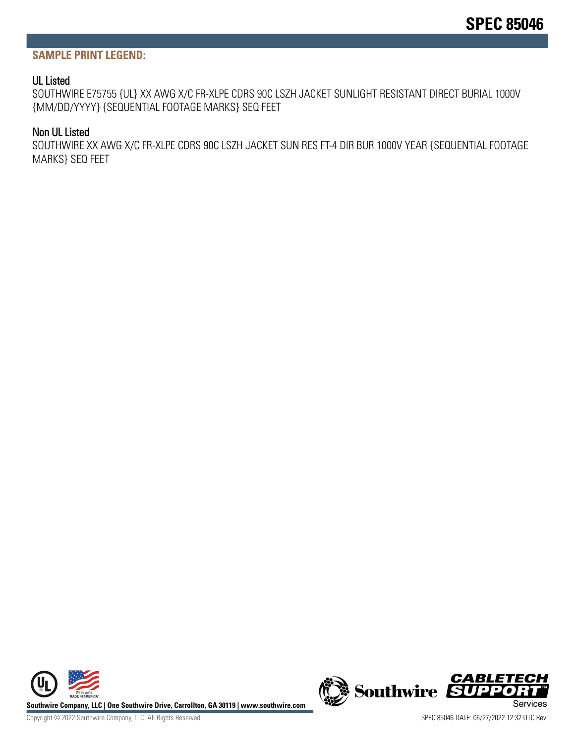## SAMPLE PRINT LEGEND:

### UL Listed

SOUTHWIRE E75755 {UL} XX AWG X/C FR-XLPE CDRS 90C LSZH JACKET SUNLIGHT RESISTANT DIRECT BURIAL 1000V {MM/DD/YYYY} {SEQUENTIAL FOOTAGE MARKS} SEQ FEET

### Non UL Listed

SOUTHWIRE XX AWG X/C FR-XLPE CDRS 90C LSZH JACKET SUN RES FT-4 DIR BUR 1000V YEAR {SEQUENTIAL FOOTAGE MARKS} SEQ FEET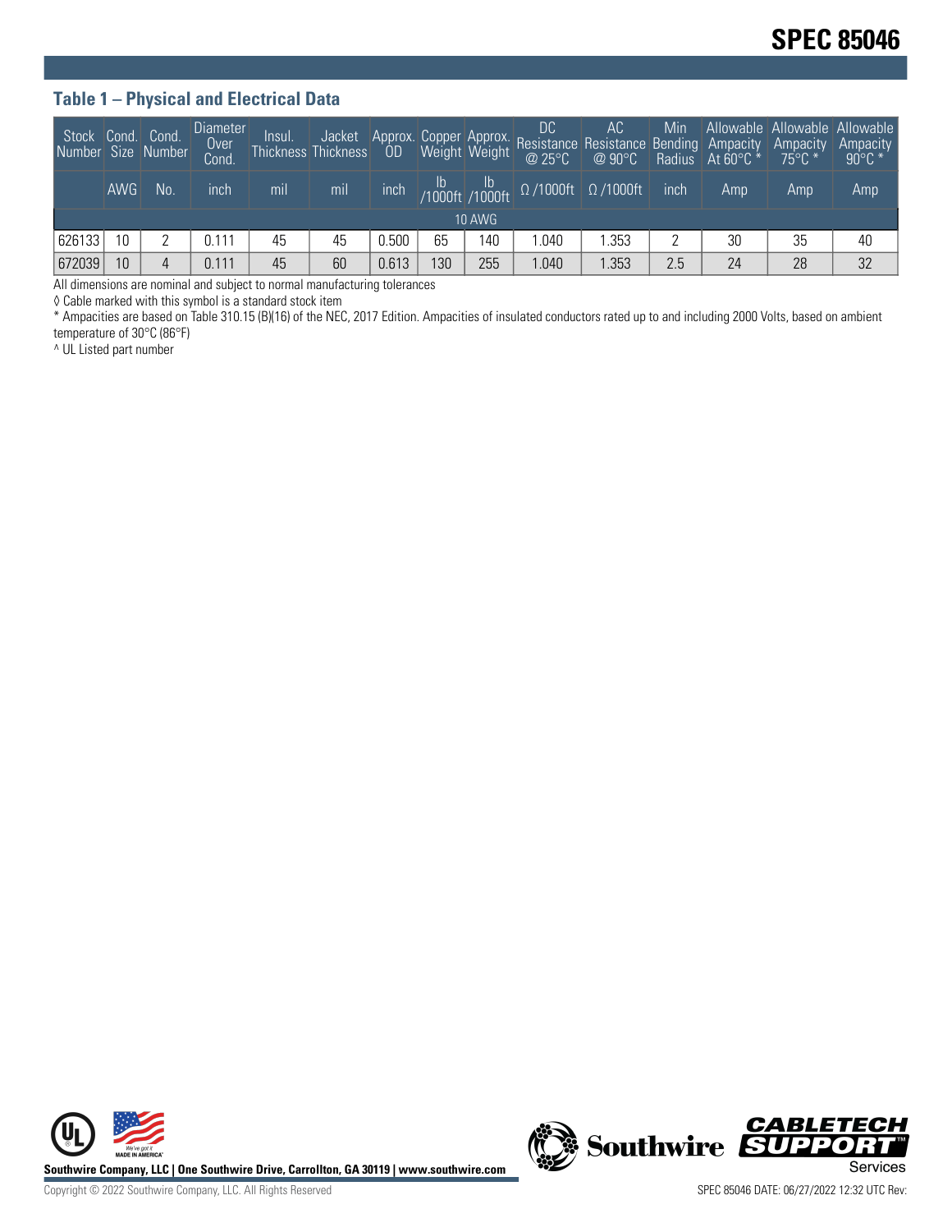## Table 1 – Physical and Electrical Data

| Stock Number | Cond. Size | Cond. Number | Diameter Over Cond. | Insul. Thickness | Jacket Thickness | Approx. OD | Copper Weight | Approx. Weight | DC Resistance @ 25°C | AC Resistance @ 90°C | Min Bending Radius | Allowable Ampacity At 60°C * | Allowable Ampacity 75°C * | Allowable Ampacity 90°C * |
|---|---|---|---|---|---|---|---|---|---|---|---|---|---|---|
| | AWG | No. | inch | mil | mil | inch | lb /1000ft | lb /1000ft | Ω /1000ft | Ω /1000ft | inch | Amp | Amp | Amp |
| 10 AWG | | | | | | | | | | | | | | |
| 626133 | 10 | 2 | 0.111 | 45 | 45 | 0.500 | 65 | 140 | 1.040 | 1.353 | 2 | 30 | 35 | 40 |
| 672039 | 10 | 4 | 0.111 | 45 | 60 | 0.613 | 130 | 255 | 1.040 | 1.353 | 2.5 | 24 | 28 | 32 |

All dimensions are nominal and subject to normal manufacturing tolerances

◊ Cable marked with this symbol is a standard stock item

* Ampacities are based on Table 310.15 (B)(16) of the NEC, 2017 Edition. Ampacities of insulated conductors rated up to and including 2000 Volts, based on ambient temperature of 30°C (86°F)

^ UL Listed part number

**Southwire Company, LLC | One Southwire Drive, Carrollton, GA 30119 | www.southwire.com**

Copyright © 2022 Southwire Company, LLC. All Rights Reserved

SPEC 85046 DATE: 06/27/2022 12:32 UTC Rev: